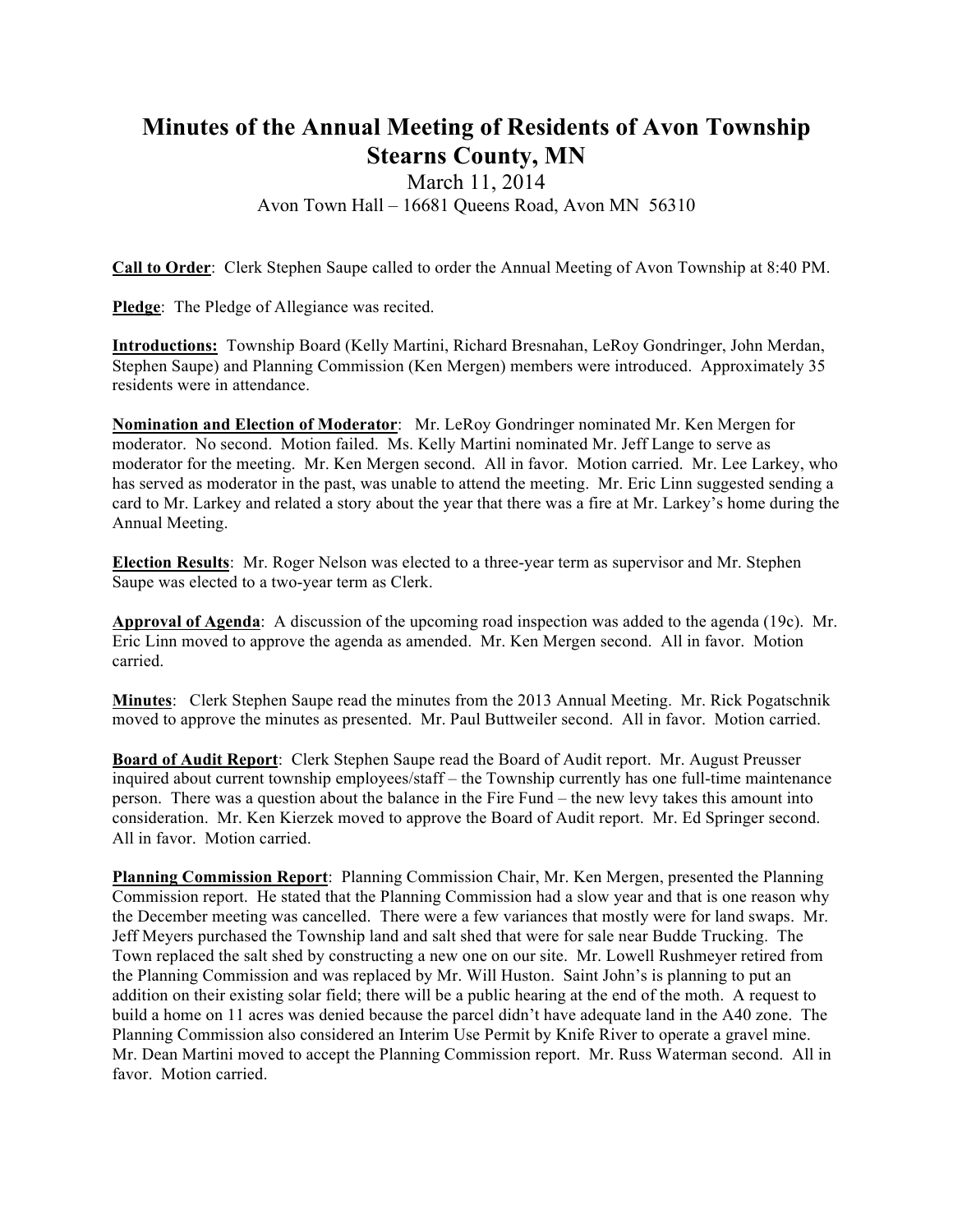# Minutes of the Annual Meeting of Residents of Avon Township Stearns County, MN

March 11, 2014

Avon Town Hall – 16681 Queens Road, Avon MN 56310

**Call to Order**: Clerk Stephen Saupe called to order the Annual Meeting of Avon Township at 8:40 PM.

**Pledge**: The Pledge of Allegiance was recited.

**Introductions:** Township Board (Kelly Martini, Richard Bresnahan, LeRoy Gondringer, John Merdan, Stephen Saupe) and Planning Commission (Ken Mergen) members were introduced. Approximately 35 residents were in attendance.

**Nomination and Election of Moderator**: Mr. LeRoy Gondringer nominated Mr. Ken Mergen for moderator. No second. Motion failed. Ms. Kelly Martini nominated Mr. Jeff Lange to serve as moderator for the meeting. Mr. Ken Mergen second. All in favor. Motion carried. Mr. Lee Larkey, who has served as moderator in the past, was unable to attend the meeting. Mr. Eric Linn suggested sending a card to Mr. Larkey and related a story about the year that there was a fire at Mr. Larkey's home during the Annual Meeting.

**Election Results**: Mr. Roger Nelson was elected to a three-year term as supervisor and Mr. Stephen Saupe was elected to a two-year term as Clerk.

**Approval of Agenda**: A discussion of the upcoming road inspection was added to the agenda (19c). Mr. Eric Linn moved to approve the agenda as amended. Mr. Ken Mergen second. All in favor. Motion carried.

**Minutes**: Clerk Stephen Saupe read the minutes from the 2013 Annual Meeting. Mr. Rick Pogatschnik moved to approve the minutes as presented. Mr. Paul Buttweiler second. All in favor. Motion carried.

**Board of Audit Report**: Clerk Stephen Saupe read the Board of Audit report. Mr. August Preusser inquired about current township employees/staff – the Township currently has one full-time maintenance person. There was a question about the balance in the Fire Fund – the new levy takes this amount into consideration. Mr. Ken Kierzek moved to approve the Board of Audit report. Mr. Ed Springer second. All in favor. Motion carried.

**Planning Commission Report**: Planning Commission Chair, Mr. Ken Mergen, presented the Planning Commission report. He stated that the Planning Commission had a slow year and that is one reason why the December meeting was cancelled. There were a few variances that mostly were for land swaps. Mr. Jeff Meyers purchased the Township land and salt shed that were for sale near Budde Trucking. The Town replaced the salt shed by constructing a new one on our site. Mr. Lowell Rushmeyer retired from the Planning Commission and was replaced by Mr. Will Huston. Saint John's is planning to put an addition on their existing solar field; there will be a public hearing at the end of the moth. A request to build a home on 11 acres was denied because the parcel didn't have adequate land in the A40 zone. The Planning Commission also considered an Interim Use Permit by Knife River to operate a gravel mine. Mr. Dean Martini moved to accept the Planning Commission report. Mr. Russ Waterman second. All in favor. Motion carried.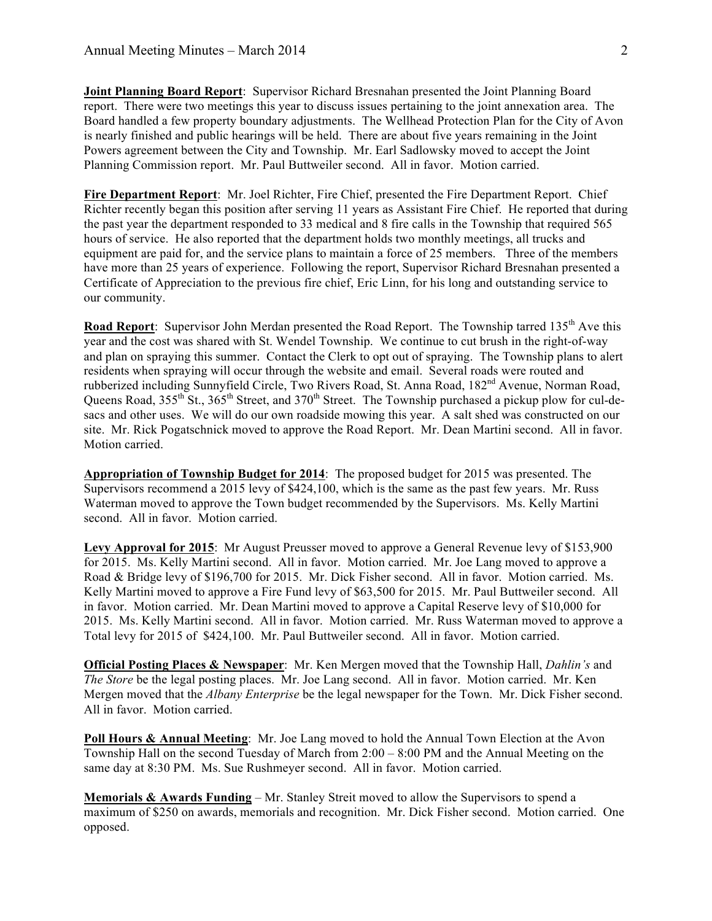**Joint Planning Board Report**: Supervisor Richard Bresnahan presented the Joint Planning Board report. There were two meetings this year to discuss issues pertaining to the joint annexation area. The Board handled a few property boundary adjustments. The Wellhead Protection Plan for the City of Avon is nearly finished and public hearings will be held. There are about five years remaining in the Joint Powers agreement between the City and Township. Mr. Earl Sadlowsky moved to accept the Joint Planning Commission report. Mr. Paul Buttweiler second. All in favor. Motion carried.

**Fire Department Report**: Mr. Joel Richter, Fire Chief, presented the Fire Department Report. Chief Richter recently began this position after serving 11 years as Assistant Fire Chief. He reported that during the past year the department responded to 33 medical and 8 fire calls in the Township that required 565 hours of service. He also reported that the department holds two monthly meetings, all trucks and equipment are paid for, and the service plans to maintain a force of 25 members. Three of the members have more than 25 years of experience. Following the report, Supervisor Richard Bresnahan presented a Certificate of Appreciation to the previous fire chief, Eric Linn, for his long and outstanding service to our community.

**Road Report**: Supervisor John Merdan presented the Road Report. The Township tarred 135th Ave this year and the cost was shared with St. Wendel Township. We continue to cut brush in the right-of-way and plan on spraying this summer. Contact the Clerk to opt out of spraying. The Township plans to alert residents when spraying will occur through the website and email. Several roads were routed and rubberized including Sunnyfield Circle, Two Rivers Road, St. Anna Road, 182nd Avenue, Norman Road, Queens Road, 355th St., 365th Street, and 370th Street. The Township purchased a pickup plow for cul-de-sacs and other uses. We will do our own roadside mowing this year. A salt shed was constructed on our site. Mr. Rick Pogatschnick moved to approve the Road Report. Mr. Dean Martini second. All in favor. Motion carried.

**Appropriation of Township Budget for 2014**: The proposed budget for 2015 was presented. The Supervisors recommend a 2015 levy of $424,100, which is the same as the past few years. Mr. Russ Waterman moved to approve the Town budget recommended by the Supervisors. Ms. Kelly Martini second. All in favor. Motion carried.

**Levy Approval for 2015**: Mr August Preusser moved to approve a General Revenue levy of $153,900 for 2015. Ms. Kelly Martini second. All in favor. Motion carried. Mr. Joe Lang moved to approve a Road & Bridge levy of $196,700 for 2015. Mr. Dick Fisher second. All in favor. Motion carried. Ms. Kelly Martini moved to approve a Fire Fund levy of $63,500 for 2015. Mr. Paul Buttweiler second. All in favor. Motion carried. Mr. Dean Martini moved to approve a Capital Reserve levy of $10,000 for 2015. Ms. Kelly Martini second. All in favor. Motion carried. Mr. Russ Waterman moved to approve a Total levy for 2015 of $424,100. Mr. Paul Buttweiler second. All in favor. Motion carried.

**Official Posting Places & Newspaper**: Mr. Ken Mergen moved that the Township Hall, *Dahlin's* and *The Store* be the legal posting places. Mr. Joe Lang second. All in favor. Motion carried. Mr. Ken Mergen moved that the *Albany Enterprise* be the legal newspaper for the Town. Mr. Dick Fisher second. All in favor. Motion carried.

**Poll Hours & Annual Meeting**: Mr. Joe Lang moved to hold the Annual Town Election at the Avon Township Hall on the second Tuesday of March from 2:00 – 8:00 PM and the Annual Meeting on the same day at 8:30 PM. Ms. Sue Rushmeyer second. All in favor. Motion carried.

**Memorials & Awards Funding** – Mr. Stanley Streit moved to allow the Supervisors to spend a maximum of $250 on awards, memorials and recognition. Mr. Dick Fisher second. Motion carried. One opposed.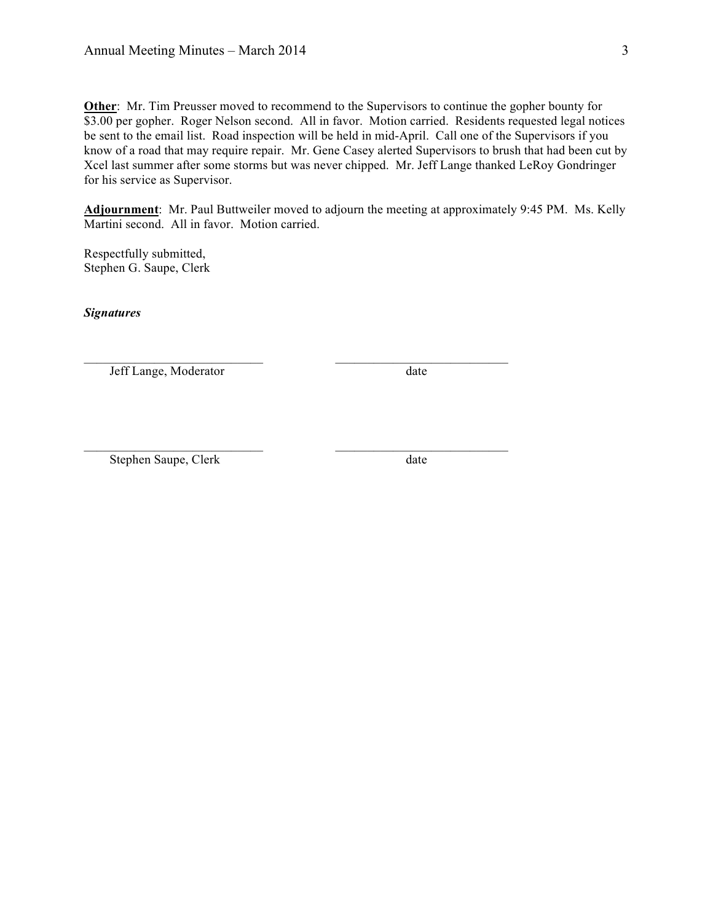**<u>Other</u>**: Mr. Tim Preusser moved to recommend to the Supervisors to continue the gopher bounty for $3.00 per gopher. Roger Nelson second. All in favor. Motion carried. Residents requested legal notices be sent to the email list. Road inspection will be held in mid-April. Call one of the Supervisors if you know of a road that may require repair. Mr. Gene Casey alerted Supervisors to brush that had been cut by Xcel last summer after some storms but was never chipped. Mr. Jeff Lange thanked LeRoy Gondringer for his service as Supervisor.

**<u>Adjournment</u>**: Mr. Paul Buttweiler moved to adjourn the meeting at approximately 9:45 PM. Ms. Kelly Martini second. All in favor. Motion carried.

Respectfully submitted,
Stephen G. Saupe, Clerk

***Signatures***

____________________________ ____________________________
Jeff Lange, Moderator date

____________________________ ____________________________
Stephen Saupe, Clerk date